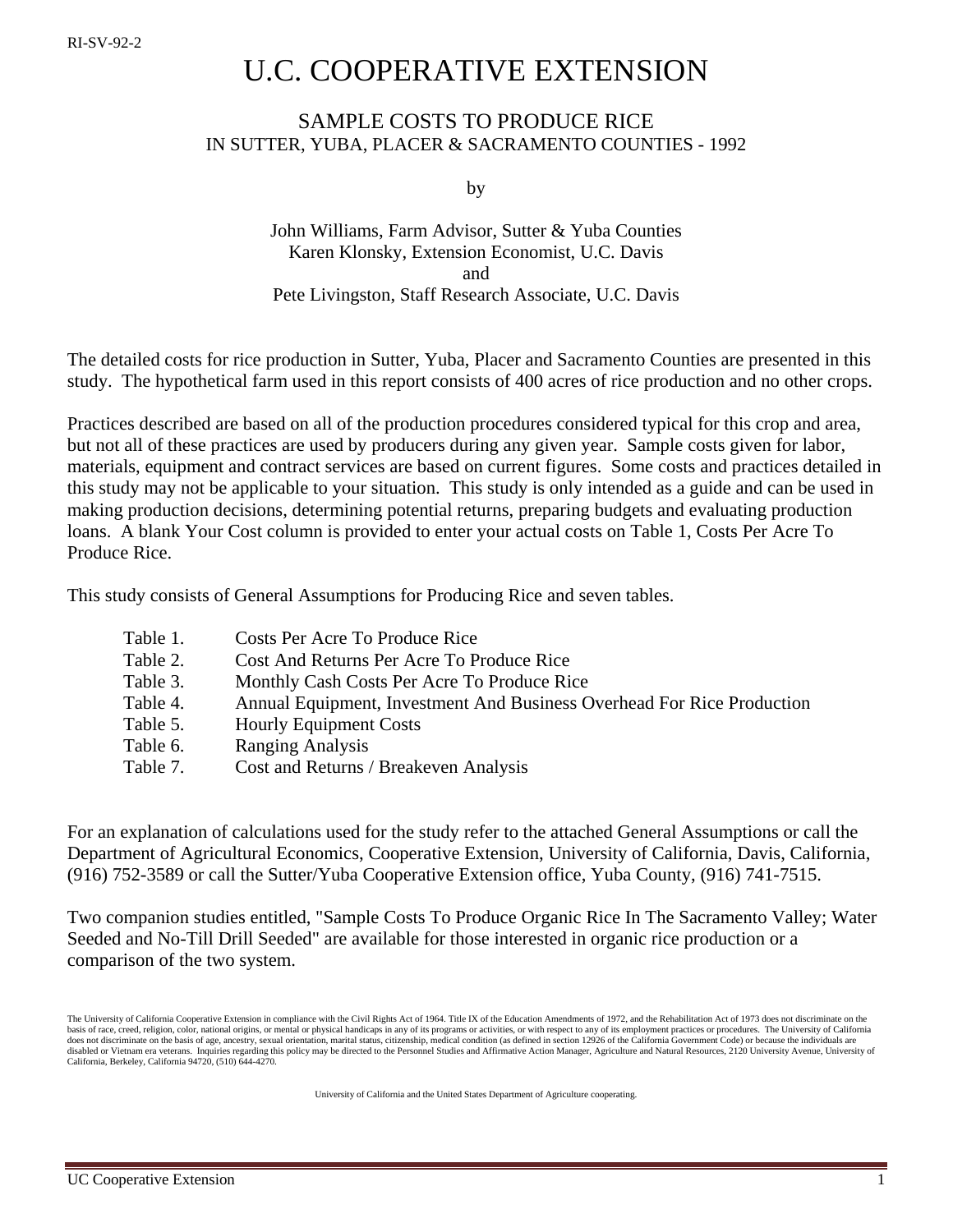RI-SV-92-2

# U.C. COOPERATIVE EXTENSION

## SAMPLE COSTS TO PRODUCE RICE
### IN SUTTER, YUBA, PLACER & SACRAMENTO COUNTIES - 1992

by

John Williams, Farm Advisor, Sutter & Yuba Counties
Karen Klonsky, Extension Economist, U.C. Davis
and
Pete Livingston, Staff Research Associate, U.C. Davis

The detailed costs for rice production in Sutter, Yuba, Placer and Sacramento Counties are presented in this study. The hypothetical farm used in this report consists of 400 acres of rice production and no other crops.

Practices described are based on all of the production procedures considered typical for this crop and area, but not all of these practices are used by producers during any given year. Sample costs given for labor, materials, equipment and contract services are based on current figures. Some costs and practices detailed in this study may not be applicable to your situation. This study is only intended as a guide and can be used in making production decisions, determining potential returns, preparing budgets and evaluating production loans. A blank Your Cost column is provided to enter your actual costs on Table 1, Costs Per Acre To Produce Rice.

This study consists of General Assumptions for Producing Rice and seven tables.

- Table 1. Costs Per Acre To Produce Rice
- Table 2. Cost And Returns Per Acre To Produce Rice
- Table 3. Monthly Cash Costs Per Acre To Produce Rice
- Table 4. Annual Equipment, Investment And Business Overhead For Rice Production
- Table 5. Hourly Equipment Costs
- Table 6. Ranging Analysis
- Table 7. Cost and Returns / Breakeven Analysis

For an explanation of calculations used for the study refer to the attached General Assumptions or call the Department of Agricultural Economics, Cooperative Extension, University of California, Davis, California, (916) 752-3589 or call the Sutter/Yuba Cooperative Extension office, Yuba County, (916) 741-7515.

Two companion studies entitled, "Sample Costs To Produce Organic Rice In The Sacramento Valley; Water Seeded and No-Till Drill Seeded" are available for those interested in organic rice production or a comparison of the two system.

The University of California Cooperative Extension in compliance with the Civil Rights Act of 1964. Title IX of the Education Amendments of 1972, and the Rehabilitation Act of 1973 does not discriminate on the basis of race, creed, religion, color, national origins, or mental or physical handicaps in any of its programs or activities, or with respect to any of its employment practices or procedures. The University of California does not discriminate on the basis of age, ancestry, sexual orientation, marital status, citizenship, medical condition (as defined in section 12926 of the California Government Code) or because the individuals are disabled or Vietnam era veterans. Inquiries regarding this policy may be directed to the Personnel Studies and Affirmative Action Manager, Agriculture and Natural Resources, 2120 University Avenue, University of California, Berkeley, California 94720, (510) 644-4270.

University of California and the United States Department of Agriculture cooperating.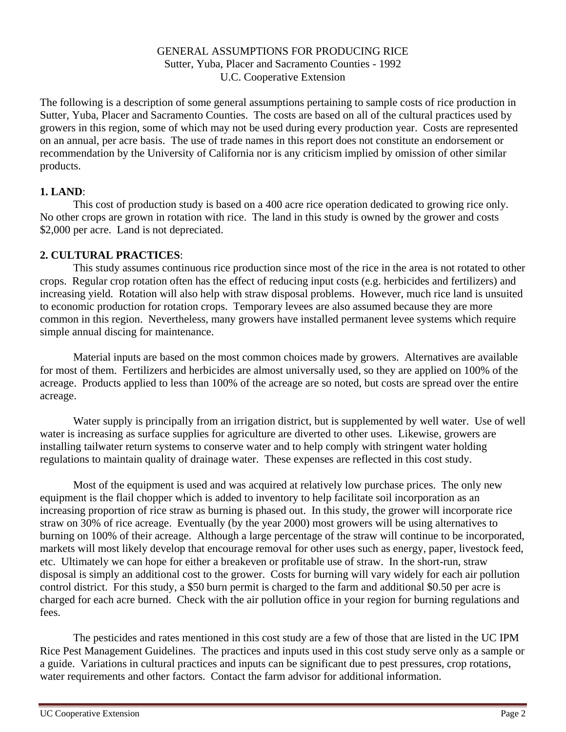GENERAL ASSUMPTIONS FOR PRODUCING RICE
Sutter, Yuba, Placer and Sacramento Counties - 1992
U.C. Cooperative Extension

The following is a description of some general assumptions pertaining to sample costs of rice production in Sutter, Yuba, Placer and Sacramento Counties. The costs are based on all of the cultural practices used by growers in this region, some of which may not be used during every production year. Costs are represented on an annual, per acre basis. The use of trade names in this report does not constitute an endorsement or recommendation by the University of California nor is any criticism implied by omission of other similar products.

**1. LAND**:

This cost of production study is based on a 400 acre rice operation dedicated to growing rice only. No other crops are grown in rotation with rice. The land in this study is owned by the grower and costs $2,000 per acre. Land is not depreciated.

**2. CULTURAL PRACTICES**:

This study assumes continuous rice production since most of the rice in the area is not rotated to other crops. Regular crop rotation often has the effect of reducing input costs (e.g. herbicides and fertilizers) and increasing yield. Rotation will also help with straw disposal problems. However, much rice land is unsuited to economic production for rotation crops. Temporary levees are also assumed because they are more common in this region. Nevertheless, many growers have installed permanent levee systems which require simple annual discing for maintenance.

Material inputs are based on the most common choices made by growers. Alternatives are available for most of them. Fertilizers and herbicides are almost universally used, so they are applied on 100% of the acreage. Products applied to less than 100% of the acreage are so noted, but costs are spread over the entire acreage.

Water supply is principally from an irrigation district, but is supplemented by well water. Use of well water is increasing as surface supplies for agriculture are diverted to other uses. Likewise, growers are installing tailwater return systems to conserve water and to help comply with stringent water holding regulations to maintain quality of drainage water. These expenses are reflected in this cost study.

Most of the equipment is used and was acquired at relatively low purchase prices. The only new equipment is the flail chopper which is added to inventory to help facilitate soil incorporation as an increasing proportion of rice straw as burning is phased out. In this study, the grower will incorporate rice straw on 30% of rice acreage. Eventually (by the year 2000) most growers will be using alternatives to burning on 100% of their acreage. Although a large percentage of the straw will continue to be incorporated, markets will most likely develop that encourage removal for other uses such as energy, paper, livestock feed, etc. Ultimately we can hope for either a breakeven or profitable use of straw. In the short-run, straw disposal is simply an additional cost to the grower. Costs for burning will vary widely for each air pollution control district. For this study, a $50 burn permit is charged to the farm and additional $0.50 per acre is charged for each acre burned. Check with the air pollution office in your region for burning regulations and fees.

The pesticides and rates mentioned in this cost study are a few of those that are listed in the UC IPM Rice Pest Management Guidelines. The practices and inputs used in this cost study serve only as a sample or a guide. Variations in cultural practices and inputs can be significant due to pest pressures, crop rotations, water requirements and other factors. Contact the farm advisor for additional information.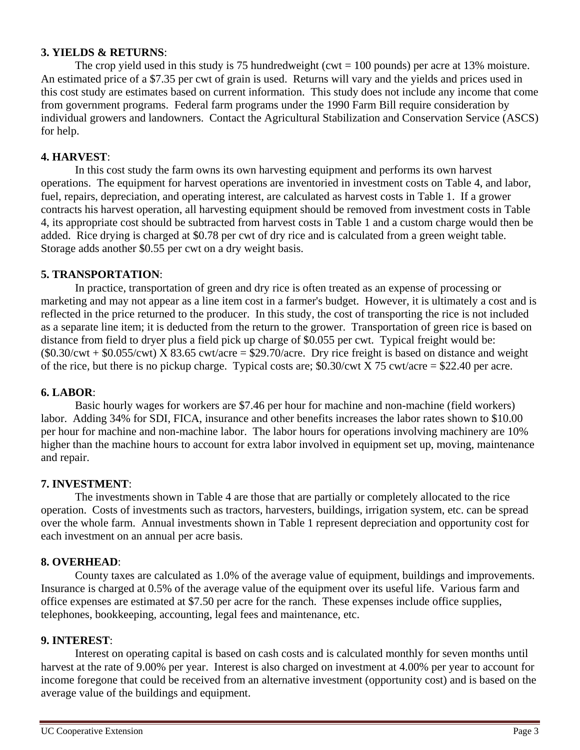**3. YIELDS & RETURNS**:

The crop yield used in this study is 75 hundredweight (cwt = 100 pounds) per acre at 13% moisture. An estimated price of a $7.35 per cwt of grain is used. Returns will vary and the yields and prices used in this cost study are estimates based on current information. This study does not include any income that come from government programs. Federal farm programs under the 1990 Farm Bill require consideration by individual growers and landowners. Contact the Agricultural Stabilization and Conservation Service (ASCS) for help.

**4. HARVEST**:

In this cost study the farm owns its own harvesting equipment and performs its own harvest operations. The equipment for harvest operations are inventoried in investment costs on Table 4, and labor, fuel, repairs, depreciation, and operating interest, are calculated as harvest costs in Table 1. If a grower contracts his harvest operation, all harvesting equipment should be removed from investment costs in Table 4, its appropriate cost should be subtracted from harvest costs in Table 1 and a custom charge would then be added. Rice drying is charged at $0.78 per cwt of dry rice and is calculated from a green weight table. Storage adds another $0.55 per cwt on a dry weight basis.

**5. TRANSPORTATION**:

In practice, transportation of green and dry rice is often treated as an expense of processing or marketing and may not appear as a line item cost in a farmer's budget. However, it is ultimately a cost and is reflected in the price returned to the producer. In this study, the cost of transporting the rice is not included as a separate line item; it is deducted from the return to the grower. Transportation of green rice is based on distance from field to dryer plus a field pick up charge of $0.055 per cwt. Typical freight would be: ($0.30/cwt + $0.055/cwt) X 83.65 cwt/acre = $29.70/acre. Dry rice freight is based on distance and weight of the rice, but there is no pickup charge. Typical costs are; $0.30/cwt X 75 cwt/acre = $22.40 per acre.

**6. LABOR**:

Basic hourly wages for workers are $7.46 per hour for machine and non-machine (field workers) labor. Adding 34% for SDI, FICA, insurance and other benefits increases the labor rates shown to $10.00 per hour for machine and non-machine labor. The labor hours for operations involving machinery are 10% higher than the machine hours to account for extra labor involved in equipment set up, moving, maintenance and repair.

**7. INVESTMENT**:

The investments shown in Table 4 are those that are partially or completely allocated to the rice operation. Costs of investments such as tractors, harvesters, buildings, irrigation system, etc. can be spread over the whole farm. Annual investments shown in Table 1 represent depreciation and opportunity cost for each investment on an annual per acre basis.

**8. OVERHEAD**:

County taxes are calculated as 1.0% of the average value of equipment, buildings and improvements. Insurance is charged at 0.5% of the average value of the equipment over its useful life. Various farm and office expenses are estimated at $7.50 per acre for the ranch. These expenses include office supplies, telephones, bookkeeping, accounting, legal fees and maintenance, etc.

**9. INTEREST**:

Interest on operating capital is based on cash costs and is calculated monthly for seven months until harvest at the rate of 9.00% per year. Interest is also charged on investment at 4.00% per year to account for income foregone that could be received from an alternative investment (opportunity cost) and is based on the average value of the buildings and equipment.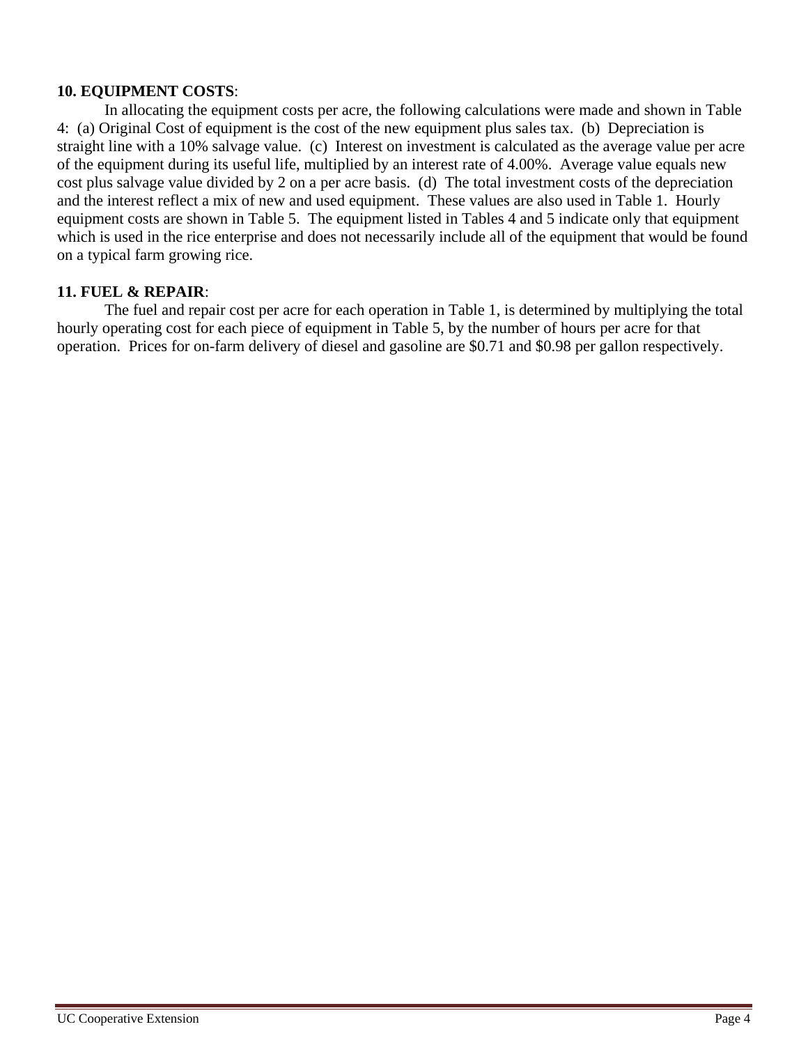**10. EQUIPMENT COSTS**:

In allocating the equipment costs per acre, the following calculations were made and shown in Table 4: (a) Original Cost of equipment is the cost of the new equipment plus sales tax. (b) Depreciation is straight line with a 10% salvage value. (c) Interest on investment is calculated as the average value per acre of the equipment during its useful life, multiplied by an interest rate of 4.00%. Average value equals new cost plus salvage value divided by 2 on a per acre basis. (d) The total investment costs of the depreciation and the interest reflect a mix of new and used equipment. These values are also used in Table 1. Hourly equipment costs are shown in Table 5. The equipment listed in Tables 4 and 5 indicate only that equipment which is used in the rice enterprise and does not necessarily include all of the equipment that would be found on a typical farm growing rice.

**11. FUEL & REPAIR**:

The fuel and repair cost per acre for each operation in Table 1, is determined by multiplying the total hourly operating cost for each piece of equipment in Table 5, by the number of hours per acre for that operation. Prices for on-farm delivery of diesel and gasoline are $0.71 and $0.98 per gallon respectively.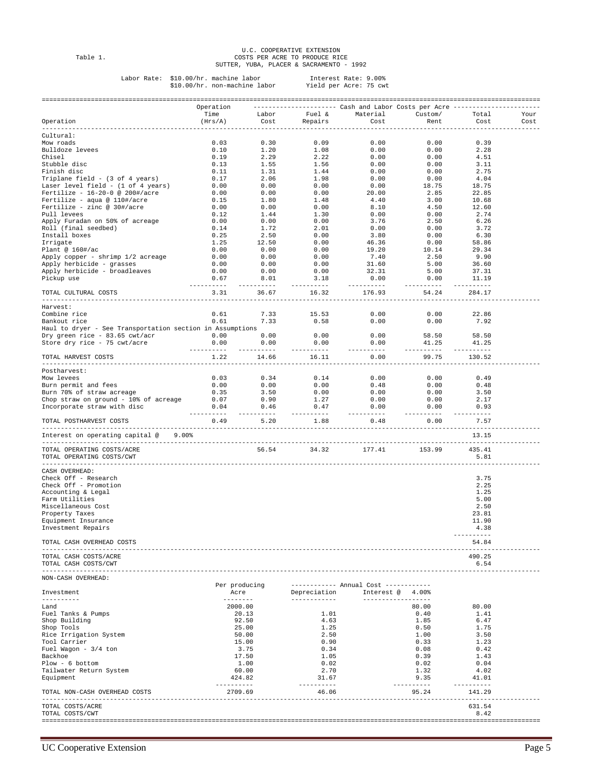U.C. COOPERATIVE EXTENSION

Table 1. COSTS PER ACRE TO PRODUCE RICE

SUTTER, YUBA, PLACER & SACRAMENTO - 1992

Labor Rate: $10.00/hr. machine labor — Interest Rate: 9.00%

$10.00/hr. non-machine labor — Yield per Acre: 75 cwt

| Operation | Operation Time (Hrs/A) | Labor Cost | Fuel & Repairs | Material Cost | Custom/ Rent | Total Cost | Your Cost |
|---|---|---|---|---|---|---|---|
| **Cultural:** | | | | | | | |
| Mow roads | 0.03 | 0.30 | 0.09 | 0.00 | 0.00 | 0.39 | |
| Bulldoze levees | 0.10 | 1.20 | 1.08 | 0.00 | 0.00 | 2.28 | |
| Chisel | 0.19 | 2.29 | 2.22 | 0.00 | 0.00 | 4.51 | |
| Stubble disc | 0.13 | 1.55 | 1.56 | 0.00 | 0.00 | 3.11 | |
| Finish disc | 0.11 | 1.31 | 1.44 | 0.00 | 0.00 | 2.75 | |
| Triplane field - (3 of 4 years) | 0.17 | 2.06 | 1.98 | 0.00 | 0.00 | 4.04 | |
| Laser level field - (1 of 4 years) | 0.00 | 0.00 | 0.00 | 0.00 | 18.75 | 18.75 | |
| Fertilize - 16-20-0 @ 200#/acre | 0.00 | 0.00 | 0.00 | 20.00 | 2.85 | 22.85 | |
| Fertilize - aqua @ 110#/acre | 0.15 | 1.80 | 1.48 | 4.40 | 3.00 | 10.68 | |
| Fertilize - zinc @ 30#/acre | 0.00 | 0.00 | 0.00 | 8.10 | 4.50 | 12.60 | |
| Pull levees | 0.12 | 1.44 | 1.30 | 0.00 | 0.00 | 2.74 | |
| Apply Furadan on 50% of acreage | 0.00 | 0.00 | 0.00 | 3.76 | 2.50 | 6.26 | |
| Roll (final seedbed) | 0.14 | 1.72 | 2.01 | 0.00 | 0.00 | 3.72 | |
| Install boxes | 0.25 | 2.50 | 0.00 | 3.80 | 0.00 | 6.30 | |
| Irrigate | 1.25 | 12.50 | 0.00 | 46.36 | 0.00 | 58.86 | |
| Plant @ 160#/ac | 0.00 | 0.00 | 0.00 | 19.20 | 10.14 | 29.34 | |
| Apply copper - shrimp 1/2 acreage | 0.00 | 0.00 | 0.00 | 7.40 | 2.50 | 9.90 | |
| Apply herbicide - grasses | 0.00 | 0.00 | 0.00 | 31.60 | 5.00 | 36.60 | |
| Apply herbicide - broadleaves | 0.00 | 0.00 | 0.00 | 32.31 | 5.00 | 37.31 | |
| Pickup use | 0.67 | 8.01 | 3.18 | 0.00 | 0.00 | 11.19 | |
| TOTAL CULTURAL COSTS | 3.31 | 36.67 | 16.32 | 176.93 | 54.24 | 284.17 | |
| **Harvest:** | | | | | | | |
| Combine rice | 0.61 | 7.33 | 15.53 | 0.00 | 0.00 | 22.86 | |
| Bankout rice | 0.61 | 7.33 | 0.58 | 0.00 | 0.00 | 7.92 | |
| Haul to dryer - See Transportation section in Assumptions | | | | | | | |
| Dry green rice - 83.65 cwt/acr | 0.00 | 0.00 | 0.00 | 0.00 | 58.50 | 58.50 | |
| Store dry rice - 75 cwt/acre | 0.00 | 0.00 | 0.00 | 0.00 | 41.25 | 41.25 | |
| TOTAL HARVEST COSTS | 1.22 | 14.66 | 16.11 | 0.00 | 99.75 | 130.52 | |
| **Postharvest:** | | | | | | | |
| Mow levees | 0.03 | 0.34 | 0.14 | 0.00 | 0.00 | 0.49 | |
| Burn permit and fees | 0.00 | 0.00 | 0.00 | 0.48 | 0.00 | 0.48 | |
| Burn 70% of straw acreage | 0.35 | 3.50 | 0.00 | 0.00 | 0.00 | 3.50 | |
| Chop straw on ground - 10% of acreage | 0.07 | 0.90 | 1.27 | 0.00 | 0.00 | 2.17 | |
| Incorporate straw with disc | 0.04 | 0.46 | 0.47 | 0.00 | 0.00 | 0.93 | |
| TOTAL POSTHARVEST COSTS | 0.49 | 5.20 | 1.88 | 0.48 | 0.00 | 7.57 | |
| Interest on operating capital @ 9.00% | | | | | | 13.15 | |
| TOTAL OPERATING COSTS/ACRE | | 56.54 | 34.32 | 177.41 | 153.99 | 435.41 | |
| TOTAL OPERATING COSTS/CWT | | | | | | 5.81 | |
| **CASH OVERHEAD:** | | | | | | | |
| Check Off - Research | | | | | | 3.75 | |
| Check Off - Promotion | | | | | | 2.25 | |
| Accounting & Legal | | | | | | 1.25 | |
| Farm Utilities | | | | | | 5.00 | |
| Miscellaneous Cost | | | | | | 2.50 | |
| Property Taxes | | | | | | 23.81 | |
| Equipment Insurance | | | | | | 11.90 | |
| Investment Repairs | | | | | | 4.38 | |
| TOTAL CASH OVERHEAD COSTS | | | | | | 54.84 | |
| TOTAL CASH COSTS/ACRE | | | | | | 490.25 | |
| TOTAL CASH COSTS/CWT | | | | | | 6.54 | |

NON-CASH OVERHEAD:

| Investment | Per producing Acre | Annual Cost: Depreciation | Annual Cost: Interest @ 4.00% | Total |
|---|---|---|---|---|
| Land | 2000.00 | | 80.00 | 80.00 |
| Fuel Tanks & Pumps | 20.13 | 1.01 | 0.40 | 1.41 |
| Shop Building | 92.50 | 4.63 | 1.85 | 6.47 |
| Shop Tools | 25.00 | 1.25 | 0.50 | 1.75 |
| Rice Irrigation System | 50.00 | 2.50 | 1.00 | 3.50 |
| Tool Carrier | 15.00 | 0.90 | 0.33 | 1.23 |
| Fuel Wagon - 3/4 ton | 3.75 | 0.34 | 0.08 | 0.42 |
| Backhoe | 17.50 | 1.05 | 0.39 | 1.43 |
| Plow - 6 bottom | 1.00 | 0.02 | 0.02 | 0.04 |
| Tailwater Return System | 60.00 | 2.70 | 1.32 | 4.02 |
| Equipment | 424.82 | 31.67 | 9.35 | 41.01 |
| TOTAL NON-CASH OVERHEAD COSTS | 2709.69 | 46.06 | 95.24 | 141.29 |
| TOTAL COSTS/ACRE | | | | 631.54 |
| TOTAL COSTS/CWT | | | | 8.42 |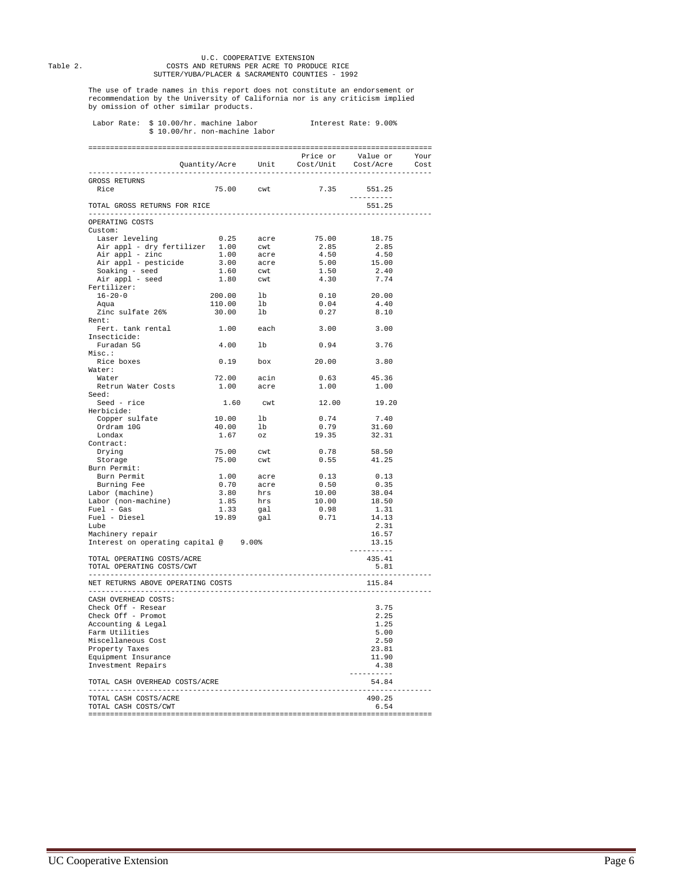U.C. COOPERATIVE EXTENSION

Table 2. COSTS AND RETURNS PER ACRE TO PRODUCE RICE
SUTTER/YUBA/PLACER & SACRAMENTO COUNTIES - 1992

The use of trade names in this report does not constitute an endorsement or recommendation by the University of California nor is any criticism implied by omission of other similar products.

Labor Rate: $ 10.00/hr. machine labor
$ 10.00/hr. non-machine labor

Interest Rate: 9.00%

| | Quantity/Acre | Unit | Price or Cost/Unit | Value or Cost/Acre | Your Cost |
|---|---|---|---|---|---|
| GROSS RETURNS | | | | | |
| Rice | 75.00 | cwt | 7.35 | 551.25 | |
| TOTAL GROSS RETURNS FOR RICE | | | | 551.25 | |
| OPERATING COSTS | | | | | |
| Custom: | | | | | |
| Laser leveling | 0.25 | acre | 75.00 | 18.75 | |
| Air appl - dry fertilizer | 1.00 | cwt | 2.85 | 2.85 | |
| Air appl - zinc | 1.00 | acre | 4.50 | 4.50 | |
| Air appl - pesticide | 3.00 | acre | 5.00 | 15.00 | |
| Soaking - seed | 1.60 | cwt | 1.50 | 2.40 | |
| Air appl - seed | 1.80 | cwt | 4.30 | 7.74 | |
| Fertilizer: | | | | | |
| 16-20-0 | 200.00 | lb | 0.10 | 20.00 | |
| Aqua | 110.00 | lb | 0.04 | 4.40 | |
| Zinc sulfate 26% | 30.00 | lb | 0.27 | 8.10 | |
| Rent: | | | | | |
| Fert. tank rental | 1.00 | each | 3.00 | 3.00 | |
| Insecticide: | | | | | |
| Furadan 5G | 4.00 | lb | 0.94 | 3.76 | |
| Misc.: | | | | | |
| Rice boxes | 0.19 | box | 20.00 | 3.80 | |
| Water: | | | | | |
| Water | 72.00 | acin | 0.63 | 45.36 | |
| Retrun Water Costs | 1.00 | acre | 1.00 | 1.00 | |
| Seed: | | | | | |
| Seed - rice | 1.60 | cwt | 12.00 | 19.20 | |
| Herbicide: | | | | | |
| Copper sulfate | 10.00 | lb | 0.74 | 7.40 | |
| Ordram 10G | 40.00 | lb | 0.79 | 31.60 | |
| Londax | 1.67 | oz | 19.35 | 32.31 | |
| Contract: | | | | | |
| Drying | 75.00 | cwt | 0.78 | 58.50 | |
| Storage | 75.00 | cwt | 0.55 | 41.25 | |
| Burn Permit: | | | | | |
| Burn Permit | 1.00 | acre | 0.13 | 0.13 | |
| Burning Fee | 0.70 | acre | 0.50 | 0.35 | |
| Labor (machine) | 3.80 | hrs | 10.00 | 38.04 | |
| Labor (non-machine) | 1.85 | hrs | 10.00 | 18.50 | |
| Fuel - Gas | 1.33 | gal | 0.98 | 1.31 | |
| Fuel - Diesel | 19.89 | gal | 0.71 | 14.13 | |
| Lube | | | | 2.31 | |
| Machinery repair | | | | 16.57 | |
| Interest on operating capital @ 9.00% | | | | 13.15 | |
| TOTAL OPERATING COSTS/ACRE | | | | 435.41 | |
| TOTAL OPERATING COSTS/CWT | | | | 5.81 | |
| NET RETURNS ABOVE OPERATING COSTS | | | | 115.84 | |
| CASH OVERHEAD COSTS: | | | | | |
| Check Off - Resear | | | | 3.75 | |
| Check Off - Promot | | | | 2.25 | |
| Accounting & Legal | | | | 1.25 | |
| Farm Utilities | | | | 5.00 | |
| Miscellaneous Cost | | | | 2.50 | |
| Property Taxes | | | | 23.81 | |
| Equipment Insurance | | | | 11.90 | |
| Investment Repairs | | | | 4.38 | |
| TOTAL CASH OVERHEAD COSTS/ACRE | | | | 54.84 | |
| TOTAL CASH COSTS/ACRE | | | | 490.25 | |
| TOTAL CASH COSTS/CWT | | | | 6.54 | |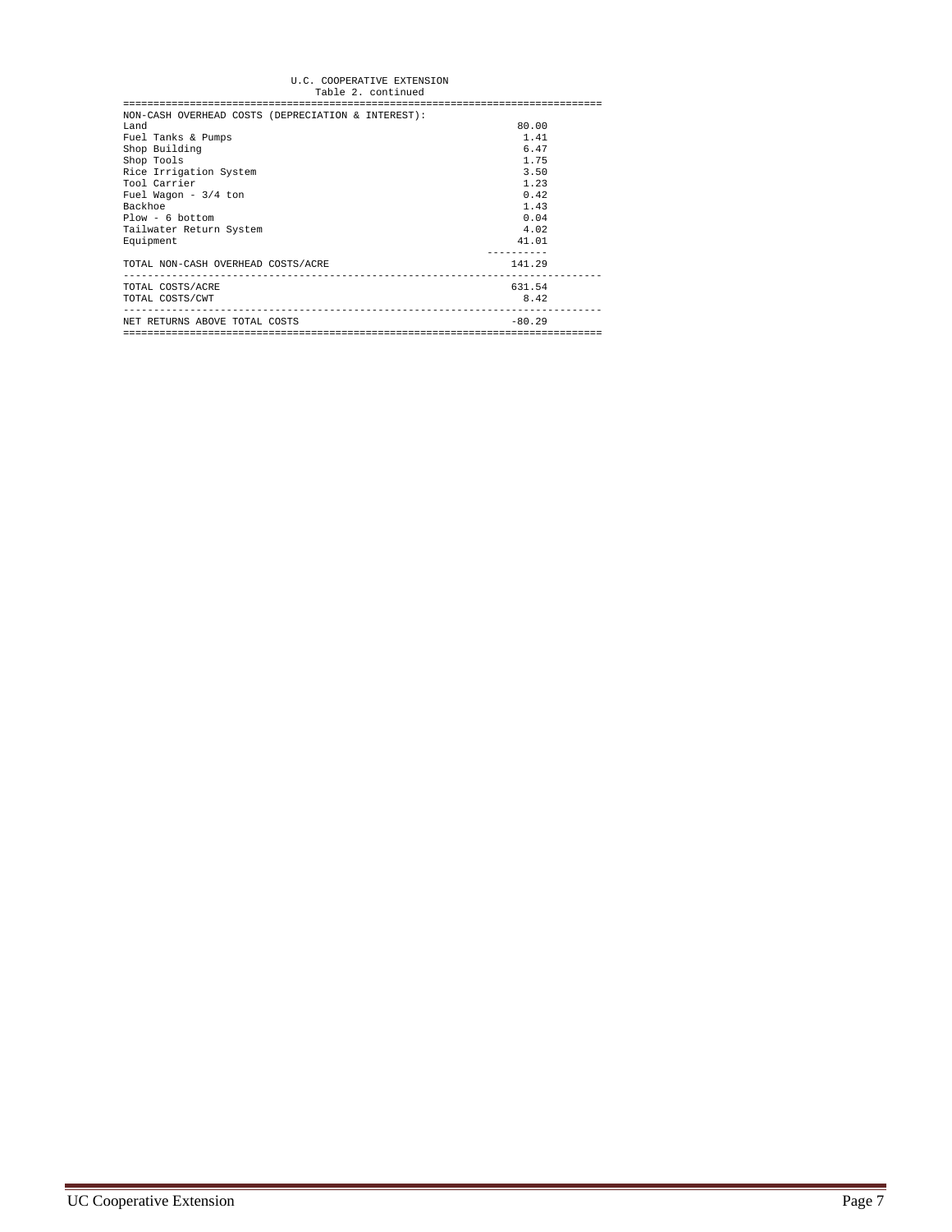U.C. COOPERATIVE EXTENSION

Table 2. continued

| NON-CASH OVERHEAD COSTS (DEPRECIATION & INTEREST): | |
|---|---|
| Land | 80.00 |
| Fuel Tanks & Pumps | 1.41 |
| Shop Building | 6.47 |
| Shop Tools | 1.75 |
| Rice Irrigation System | 3.50 |
| Tool Carrier | 1.23 |
| Fuel Wagon - 3/4 ton | 0.42 |
| Backhoe | 1.43 |
| Plow - 6 bottom | 0.04 |
| Tailwater Return System | 4.02 |
| Equipment | 41.01 |
| TOTAL NON-CASH OVERHEAD COSTS/ACRE | 141.29 |
| TOTAL COSTS/ACRE | 631.54 |
| TOTAL COSTS/CWT | 8.42 |
| NET RETURNS ABOVE TOTAL COSTS | -80.29 |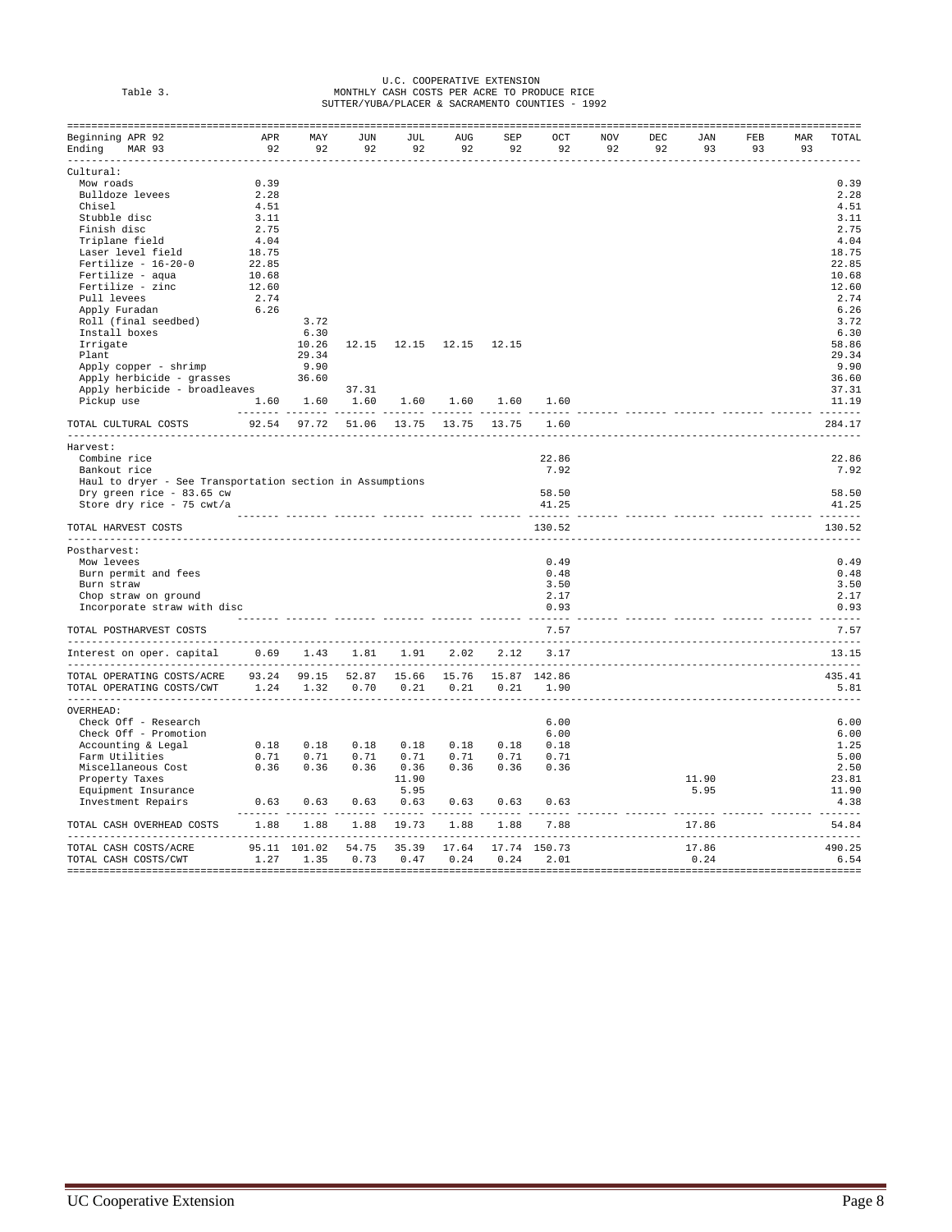U.C. COOPERATIVE EXTENSION

Table 3. MONTHLY CASH COSTS PER ACRE TO PRODUCE RICE
SUTTER/YUBA/PLACER & SACRAMENTO COUNTIES - 1992

| Beginning APR 92 / Ending MAR 93 | APR 92 | MAY 92 | JUN 92 | JUL 92 | AUG 92 | SEP 92 | OCT 92 | NOV 92 | DEC 92 | JAN 93 | FEB 93 | MAR 93 | TOTAL |
|---|---|---|---|---|---|---|---|---|---|---|---|---|---|
| **Cultural:** | | | | | | | | | | | | | |
| Mow roads | 0.39 | | | | | | | | | | | | 0.39 |
| Bulldoze levees | 2.28 | | | | | | | | | | | | 2.28 |
| Chisel | 4.51 | | | | | | | | | | | | 4.51 |
| Stubble disc | 3.11 | | | | | | | | | | | | 3.11 |
| Finish disc | 2.75 | | | | | | | | | | | | 2.75 |
| Triplane field | 4.04 | | | | | | | | | | | | 4.04 |
| Laser level field | 18.75 | | | | | | | | | | | | 18.75 |
| Fertilize - 16-20-0 | 22.85 | | | | | | | | | | | | 22.85 |
| Fertilize - aqua | 10.68 | | | | | | | | | | | | 10.68 |
| Fertilize - zinc | 12.60 | | | | | | | | | | | | 12.60 |
| Pull levees | 2.74 | | | | | | | | | | | | 2.74 |
| Apply Furadan | 6.26 | | | | | | | | | | | | 6.26 |
| Roll (final seedbed) | | 3.72 | | | | | | | | | | | 3.72 |
| Install boxes | | 6.30 | | | | | | | | | | | 6.30 |
| Irrigate | | 10.26 | 12.15 | 12.15 | 12.15 | 12.15 | | | | | | | 58.86 |
| Plant | | 29.34 | | | | | | | | | | | 29.34 |
| Apply copper - shrimp | | 9.90 | | | | | | | | | | | 9.90 |
| Apply herbicide - grasses | | 36.60 | | | | | | | | | | | 36.60 |
| Apply herbicide - broadleaves | | | 37.31 | | | | | | | | | | 37.31 |
| Pickup use | 1.60 | 1.60 | 1.60 | 1.60 | 1.60 | 1.60 | 1.60 | | | | | | 11.19 |
| **TOTAL CULTURAL COSTS** | 92.54 | 97.72 | 51.06 | 13.75 | 13.75 | 13.75 | 1.60 | | | | | | 284.17 |
| **Harvest:** | | | | | | | | | | | | | |
| Combine rice | | | | | | | 22.86 | | | | | | 22.86 |
| Bankout rice | | | | | | | 7.92 | | | | | | 7.92 |
| Haul to dryer - See Transportation section in Assumptions | | | | | | | | | | | | | |
| Dry green rice - 83.65 cw | | | | | | | 58.50 | | | | | | 58.50 |
| Store dry rice - 75 cwt/a | | | | | | | 41.25 | | | | | | 41.25 |
| **TOTAL HARVEST COSTS** | | | | | | | 130.52 | | | | | | 130.52 |
| **Postharvest:** | | | | | | | | | | | | | |
| Mow levees | | | | | | | 0.49 | | | | | | 0.49 |
| Burn permit and fees | | | | | | | 0.48 | | | | | | 0.48 |
| Burn straw | | | | | | | 3.50 | | | | | | 3.50 |
| Chop straw on ground | | | | | | | 2.17 | | | | | | 2.17 |
| Incorporate straw with disc | | | | | | | 0.93 | | | | | | 0.93 |
| **TOTAL POSTHARVEST COSTS** | | | | | | | 7.57 | | | | | | 7.57 |
| Interest on oper. capital | 0.69 | 1.43 | 1.81 | 1.91 | 2.02 | 2.12 | 3.17 | | | | | | 13.15 |
| **TOTAL OPERATING COSTS/ACRE** | 93.24 | 99.15 | 52.87 | 15.66 | 15.76 | 15.87 | 142.86 | | | | | | 435.41 |
| **TOTAL OPERATING COSTS/CWT** | 1.24 | 1.32 | 0.70 | 0.21 | 0.21 | 0.21 | 1.90 | | | | | | 5.81 |
| **OVERHEAD:** | | | | | | | | | | | | | |
| Check Off - Research | | | | | | | 6.00 | | | | | | 6.00 |
| Check Off - Promotion | | | | | | | 6.00 | | | | | | 6.00 |
| Accounting & Legal | 0.18 | 0.18 | 0.18 | 0.18 | 0.18 | 0.18 | 0.18 | | | | | | 1.25 |
| Farm Utilities | 0.71 | 0.71 | 0.71 | 0.71 | 0.71 | 0.71 | 0.71 | | | | | | 5.00 |
| Miscellaneous Cost | 0.36 | 0.36 | 0.36 | 0.36 | 0.36 | 0.36 | 0.36 | | | | | | 2.50 |
| Property Taxes | | | | 11.90 | | | | | | 11.90 | | | 23.81 |
| Equipment Insurance | | | | 5.95 | | | | | | 5.95 | | | 11.90 |
| Investment Repairs | 0.63 | 0.63 | 0.63 | 0.63 | 0.63 | 0.63 | 0.63 | | | | | | 4.38 |
| **TOTAL CASH OVERHEAD COSTS** | 1.88 | 1.88 | 1.88 | 19.73 | 1.88 | 1.88 | 7.88 | | | 17.86 | | | 54.84 |
| **TOTAL CASH COSTS/ACRE** | 95.11 | 101.02 | 54.75 | 35.39 | 17.64 | 17.74 | 150.73 | | | 17.86 | | | 490.25 |
| **TOTAL CASH COSTS/CWT** | 1.27 | 1.35 | 0.73 | 0.47 | 0.24 | 0.24 | 2.01 | | | 0.24 | | | 6.54 |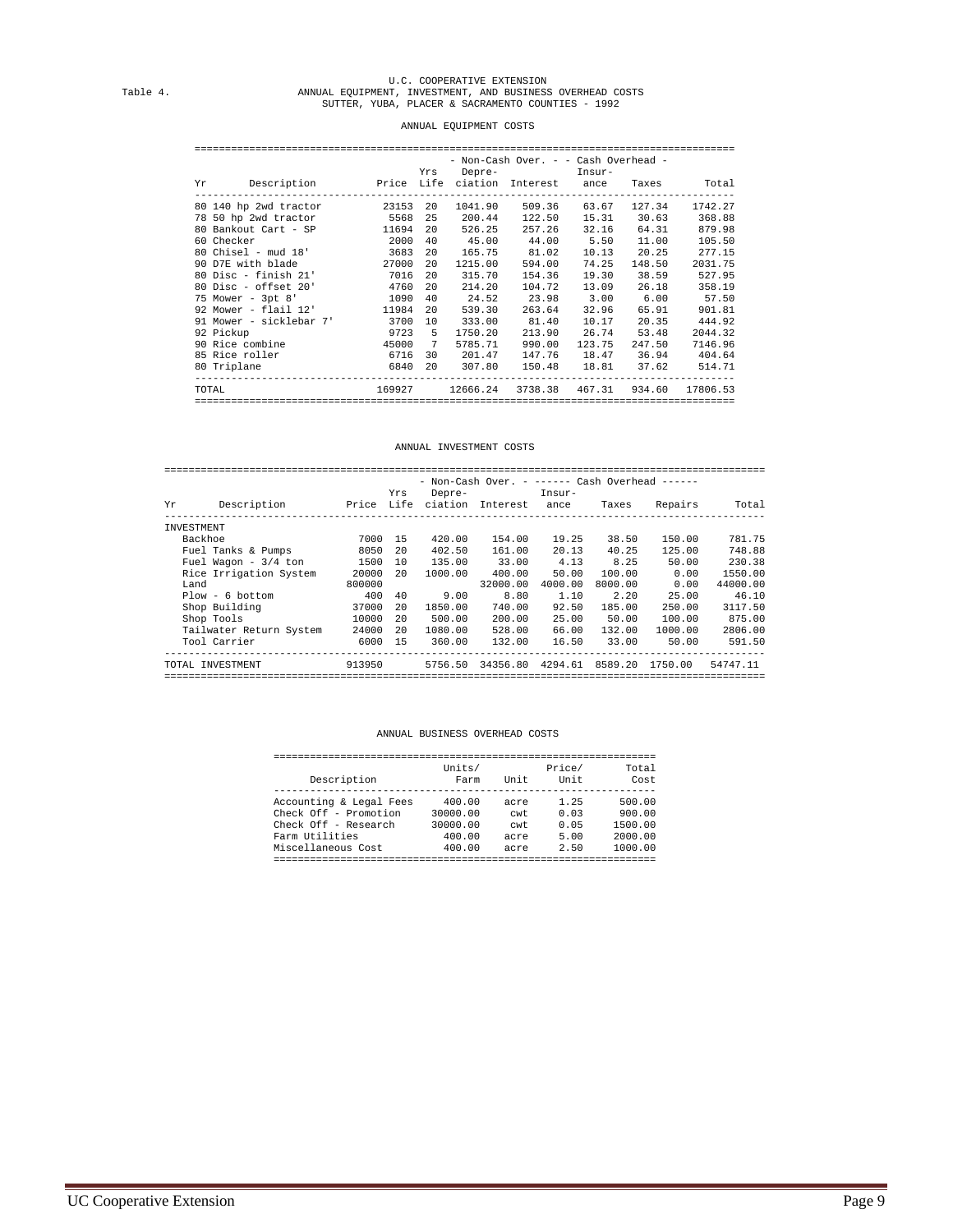U.C. COOPERATIVE EXTENSION

Table 4. ANNUAL EQUIPMENT, INVESTMENT, AND BUSINESS OVERHEAD COSTS

SUTTER, YUBA, PLACER & SACRAMENTO COUNTIES - 1992

## ANNUAL EQUIPMENT COSTS

| Yr | Description | Price | Yrs Life | - Non-Cash Over. - Depreciation | - Non-Cash Over. - Interest | - Cash Overhead - Insurance | - Cash Overhead - Taxes | Total |
|---|---|---|---|---|---|---|---|---|
| 80 | 140 hp 2wd tractor | 23153 | 20 | 1041.90 | 509.36 | 63.67 | 127.34 | 1742.27 |
| 78 | 50 hp 2wd tractor | 5568 | 25 | 200.44 | 122.50 | 15.31 | 30.63 | 368.88 |
| 80 | Bankout Cart - SP | 11694 | 20 | 526.25 | 257.26 | 32.16 | 64.31 | 879.98 |
| 60 | Checker | 2000 | 40 | 45.00 | 44.00 | 5.50 | 11.00 | 105.50 |
| 80 | Chisel - mud 18' | 3683 | 20 | 165.75 | 81.02 | 10.13 | 20.25 | 277.15 |
| 90 | D7E with blade | 27000 | 20 | 1215.00 | 594.00 | 74.25 | 148.50 | 2031.75 |
| 80 | Disc - finish 21' | 7016 | 20 | 315.70 | 154.36 | 19.30 | 38.59 | 527.95 |
| 80 | Disc - offset 20' | 4760 | 20 | 214.20 | 104.72 | 13.09 | 26.18 | 358.19 |
| 75 | Mower - 3pt 8' | 1090 | 40 | 24.52 | 23.98 | 3.00 | 6.00 | 57.50 |
| 92 | Mower - flail 12' | 11984 | 20 | 539.30 | 263.64 | 32.96 | 65.91 | 901.81 |
| 91 | Mower - sicklebar 7' | 3700 | 10 | 333.00 | 81.40 | 10.17 | 20.35 | 444.92 |
| 92 | Pickup | 9723 | 5 | 1750.20 | 213.90 | 26.74 | 53.48 | 2044.32 |
| 90 | Rice combine | 45000 | 7 | 5785.71 | 990.00 | 123.75 | 247.50 | 7146.96 |
| 85 | Rice roller | 6716 | 30 | 201.47 | 147.76 | 18.47 | 36.94 | 404.64 |
| 80 | Triplane | 6840 | 20 | 307.80 | 150.48 | 18.81 | 37.62 | 514.71 |
| TOTAL | | 169927 | | 12666.24 | 3738.38 | 467.31 | 934.60 | 17806.53 |

## ANNUAL INVESTMENT COSTS

| Yr | Description | Price | Yrs Life | - Non-Cash Over. - Depreciation | - Non-Cash Over. - Interest | ------ Cash Overhead ------ Insurance | Taxes | Repairs | Total |
|---|---|---|---|---|---|---|---|---|---|
| INVESTMENT | | | | | | | | | |
| | Backhoe | 7000 | 15 | 420.00 | 154.00 | 19.25 | 38.50 | 150.00 | 781.75 |
| | Fuel Tanks & Pumps | 8050 | 20 | 402.50 | 161.00 | 20.13 | 40.25 | 125.00 | 748.88 |
| | Fuel Wagon - 3/4 ton | 1500 | 10 | 135.00 | 33.00 | 4.13 | 8.25 | 50.00 | 230.38 |
| | Rice Irrigation System | 20000 | 20 | 1000.00 | 400.00 | 50.00 | 100.00 | 0.00 | 1550.00 |
| | Land | 800000 | | | 32000.00 | 4000.00 | 8000.00 | 0.00 | 44000.00 |
| | Plow - 6 bottom | 400 | 40 | 9.00 | 8.80 | 1.10 | 2.20 | 25.00 | 46.10 |
| | Shop Building | 37000 | 20 | 1850.00 | 740.00 | 92.50 | 185.00 | 250.00 | 3117.50 |
| | Shop Tools | 10000 | 20 | 500.00 | 200.00 | 25.00 | 50.00 | 100.00 | 875.00 |
| | Tailwater Return System | 24000 | 20 | 1080.00 | 528.00 | 66.00 | 132.00 | 1000.00 | 2806.00 |
| | Tool Carrier | 6000 | 15 | 360.00 | 132.00 | 16.50 | 33.00 | 50.00 | 591.50 |
| TOTAL INVESTMENT | | 913950 | | 5756.50 | 34356.80 | 4294.61 | 8589.20 | 1750.00 | 54747.11 |

## ANNUAL BUSINESS OVERHEAD COSTS

| Description | Units/ Farm | Unit | Price/ Unit | Total Cost |
|---|---|---|---|---|
| Accounting & Legal Fees | 400.00 | acre | 1.25 | 500.00 |
| Check Off - Promotion | 30000.00 | cwt | 0.03 | 900.00 |
| Check Off - Research | 30000.00 | cwt | 0.05 | 1500.00 |
| Farm Utilities | 400.00 | acre | 5.00 | 2000.00 |
| Miscellaneous Cost | 400.00 | acre | 2.50 | 1000.00 |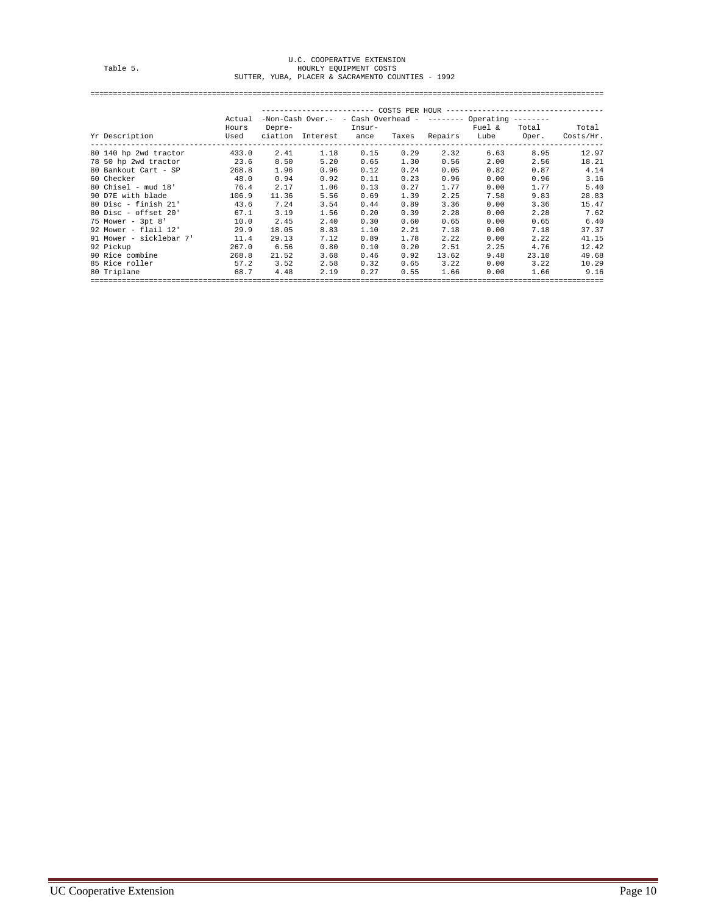U.C. COOPERATIVE EXTENSION

Table 5. HOURLY EQUIPMENT COSTS

SUTTER, YUBA, PLACER & SACRAMENTO COUNTIES - 1992

| Yr Description | Actual Hours Used | COSTS PER HOUR: Non-Cash Over. Depreciation | Non-Cash Over. Interest | Cash Overhead Insurance | Cash Overhead Taxes | Operating Repairs | Operating Fuel & Lube | Operating Total Oper. | Total Costs/Hr. |
|---|---|---|---|---|---|---|---|---|---|
| 80 140 hp 2wd tractor | 433.0 | 2.41 | 1.18 | 0.15 | 0.29 | 2.32 | 6.63 | 8.95 | 12.97 |
| 78 50 hp 2wd tractor | 23.6 | 8.50 | 5.20 | 0.65 | 1.30 | 0.56 | 2.00 | 2.56 | 18.21 |
| 80 Bankout Cart - SP | 268.8 | 1.96 | 0.96 | 0.12 | 0.24 | 0.05 | 0.82 | 0.87 | 4.14 |
| 60 Checker | 48.0 | 0.94 | 0.92 | 0.11 | 0.23 | 0.96 | 0.00 | 0.96 | 3.16 |
| 80 Chisel - mud 18' | 76.4 | 2.17 | 1.06 | 0.13 | 0.27 | 1.77 | 0.00 | 1.77 | 5.40 |
| 90 D7E with blade | 106.9 | 11.36 | 5.56 | 0.69 | 1.39 | 2.25 | 7.58 | 9.83 | 28.83 |
| 80 Disc - finish 21' | 43.6 | 7.24 | 3.54 | 0.44 | 0.89 | 3.36 | 0.00 | 3.36 | 15.47 |
| 80 Disc - offset 20' | 67.1 | 3.19 | 1.56 | 0.20 | 0.39 | 2.28 | 0.00 | 2.28 | 7.62 |
| 75 Mower - 3pt 8' | 10.0 | 2.45 | 2.40 | 0.30 | 0.60 | 0.65 | 0.00 | 0.65 | 6.40 |
| 92 Mower - flail 12' | 29.9 | 18.05 | 8.83 | 1.10 | 2.21 | 7.18 | 0.00 | 7.18 | 37.37 |
| 91 Mower - sicklebar 7' | 11.4 | 29.13 | 7.12 | 0.89 | 1.78 | 2.22 | 0.00 | 2.22 | 41.15 |
| 92 Pickup | 267.0 | 6.56 | 0.80 | 0.10 | 0.20 | 2.51 | 2.25 | 4.76 | 12.42 |
| 90 Rice combine | 268.8 | 21.52 | 3.68 | 0.46 | 0.92 | 13.62 | 9.48 | 23.10 | 49.68 |
| 85 Rice roller | 57.2 | 3.52 | 2.58 | 0.32 | 0.65 | 3.22 | 0.00 | 3.22 | 10.29 |
| 80 Triplane | 68.7 | 4.48 | 2.19 | 0.27 | 0.55 | 1.66 | 0.00 | 1.66 | 9.16 |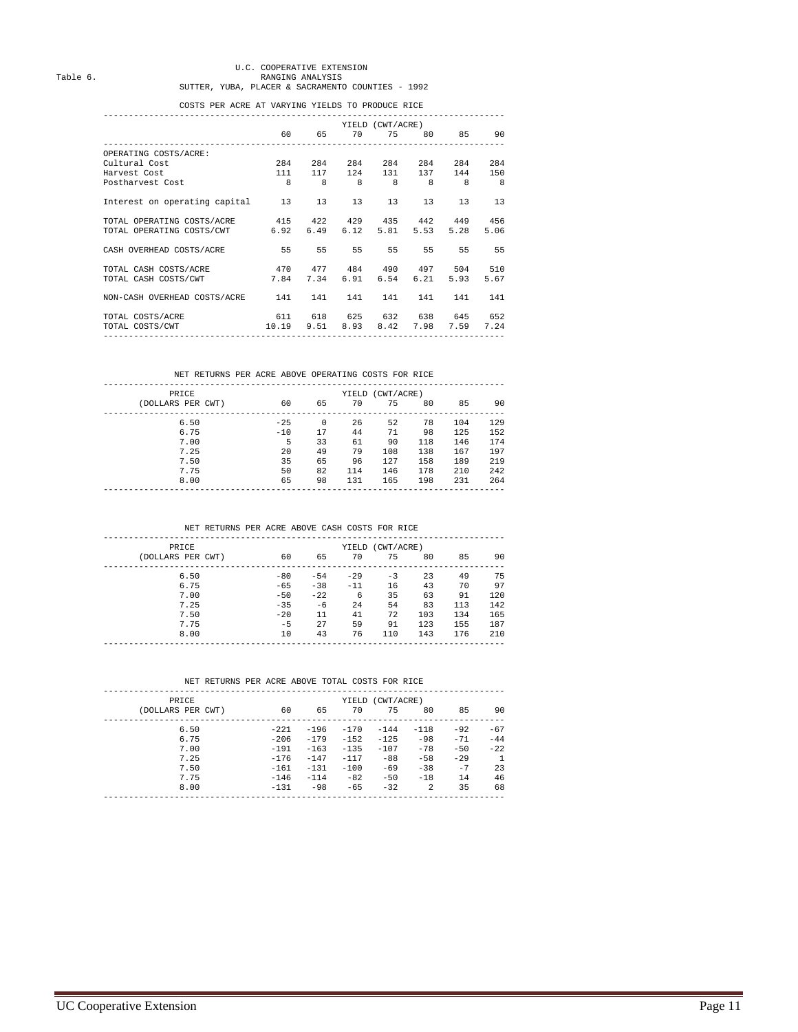U.C. COOPERATIVE EXTENSION

Table 6. RANGING ANALYSIS

SUTTER, YUBA, PLACER & SACRAMENTO COUNTIES - 1992

COSTS PER ACRE AT VARYING YIELDS TO PRODUCE RICE

| | YIELD (CWT/ACRE) | | | | | | |
|---|---|---|---|---|---|---|---|
| | 60 | 65 | 70 | 75 | 80 | 85 | 90 |
| OPERATING COSTS/ACRE: | | | | | | | |
| Cultural Cost | 284 | 284 | 284 | 284 | 284 | 284 | 284 |
| Harvest Cost | 111 | 117 | 124 | 131 | 137 | 144 | 150 |
| Postharvest Cost | 8 | 8 | 8 | 8 | 8 | 8 | 8 |
| Interest on operating capital | 13 | 13 | 13 | 13 | 13 | 13 | 13 |
| TOTAL OPERATING COSTS/ACRE | 415 | 422 | 429 | 435 | 442 | 449 | 456 |
| TOTAL OPERATING COSTS/CWT | 6.92 | 6.49 | 6.12 | 5.81 | 5.53 | 5.28 | 5.06 |
| CASH OVERHEAD COSTS/ACRE | 55 | 55 | 55 | 55 | 55 | 55 | 55 |
| TOTAL CASH COSTS/ACRE | 470 | 477 | 484 | 490 | 497 | 504 | 510 |
| TOTAL CASH COSTS/CWT | 7.84 | 7.34 | 6.91 | 6.54 | 6.21 | 5.93 | 5.67 |
| NON-CASH OVERHEAD COSTS/ACRE | 141 | 141 | 141 | 141 | 141 | 141 | 141 |
| TOTAL COSTS/ACRE | 611 | 618 | 625 | 632 | 638 | 645 | 652 |
| TOTAL COSTS/CWT | 10.19 | 9.51 | 8.93 | 8.42 | 7.98 | 7.59 | 7.24 |

NET RETURNS PER ACRE ABOVE OPERATING COSTS FOR RICE

| PRICE | YIELD (CWT/ACRE) | | | | | | |
|---|---|---|---|---|---|---|---|
| (DOLLARS PER CWT) | 60 | 65 | 70 | 75 | 80 | 85 | 90 |
| 6.50 | -25 | 0 | 26 | 52 | 78 | 104 | 129 |
| 6.75 | -10 | 17 | 44 | 71 | 98 | 125 | 152 |
| 7.00 | 5 | 33 | 61 | 90 | 118 | 146 | 174 |
| 7.25 | 20 | 49 | 79 | 108 | 138 | 167 | 197 |
| 7.50 | 35 | 65 | 96 | 127 | 158 | 189 | 219 |
| 7.75 | 50 | 82 | 114 | 146 | 178 | 210 | 242 |
| 8.00 | 65 | 98 | 131 | 165 | 198 | 231 | 264 |

NET RETURNS PER ACRE ABOVE CASH COSTS FOR RICE

| PRICE | YIELD (CWT/ACRE) | | | | | | |
|---|---|---|---|---|---|---|---|
| (DOLLARS PER CWT) | 60 | 65 | 70 | 75 | 80 | 85 | 90 |
| 6.50 | -80 | -54 | -29 | -3 | 23 | 49 | 75 |
| 6.75 | -65 | -38 | -11 | 16 | 43 | 70 | 97 |
| 7.00 | -50 | -22 | 6 | 35 | 63 | 91 | 120 |
| 7.25 | -35 | -6 | 24 | 54 | 83 | 113 | 142 |
| 7.50 | -20 | 11 | 41 | 72 | 103 | 134 | 165 |
| 7.75 | -5 | 27 | 59 | 91 | 123 | 155 | 187 |
| 8.00 | 10 | 43 | 76 | 110 | 143 | 176 | 210 |

NET RETURNS PER ACRE ABOVE TOTAL COSTS FOR RICE

| PRICE | YIELD (CWT/ACRE) | | | | | | |
|---|---|---|---|---|---|---|---|
| (DOLLARS PER CWT) | 60 | 65 | 70 | 75 | 80 | 85 | 90 |
| 6.50 | -221 | -196 | -170 | -144 | -118 | -92 | -67 |
| 6.75 | -206 | -179 | -152 | -125 | -98 | -71 | -44 |
| 7.00 | -191 | -163 | -135 | -107 | -78 | -50 | -22 |
| 7.25 | -176 | -147 | -117 | -88 | -58 | -29 | 1 |
| 7.50 | -161 | -131 | -100 | -69 | -38 | -7 | 23 |
| 7.75 | -146 | -114 | -82 | -50 | -18 | 14 | 46 |
| 8.00 | -131 | -98 | -65 | -32 | 2 | 35 | 68 |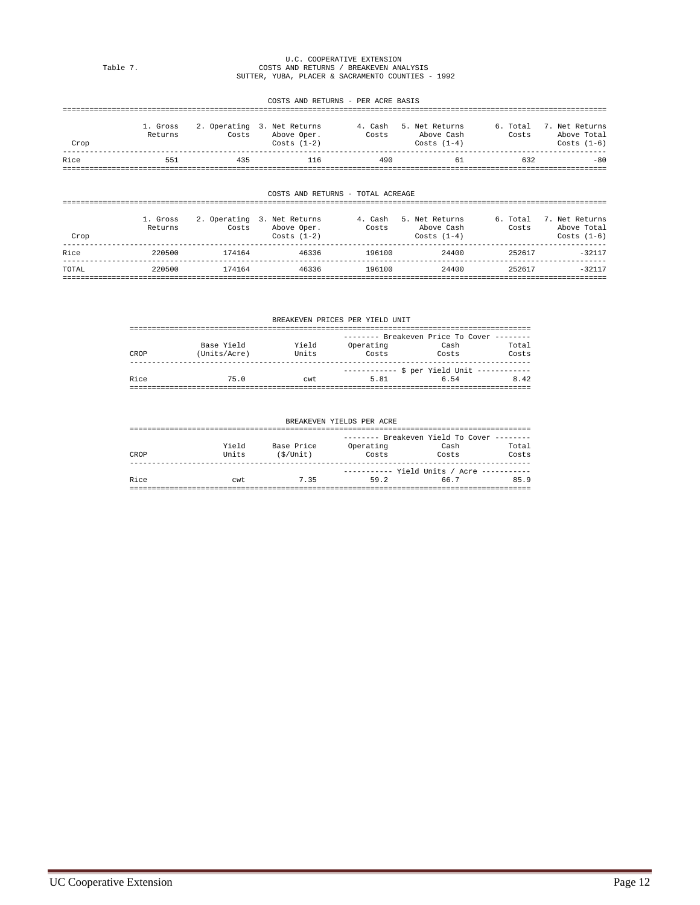U.C. COOPERATIVE EXTENSION

Table 7. COSTS AND RETURNS / BREAKEVEN ANALYSIS

SUTTER, YUBA, PLACER & SACRAMENTO COUNTIES - 1992

COSTS AND RETURNS - PER ACRE BASIS

| Crop | 1. Gross Returns | 2. Operating Costs | 3. Net Returns Above Oper. Costs (1-2) | 4. Cash Costs | 5. Net Returns Above Cash Costs (1-4) | 6. Total Costs | 7. Net Returns Above Total Costs (1-6) |
|---|---|---|---|---|---|---|---|
| Rice | 551 | 435 | 116 | 490 | 61 | 632 | -80 |

COSTS AND RETURNS - TOTAL ACREAGE

| Crop | 1. Gross Returns | 2. Operating Costs | 3. Net Returns Above Oper. Costs (1-2) | 4. Cash Costs | 5. Net Returns Above Cash Costs (1-4) | 6. Total Costs | 7. Net Returns Above Total Costs (1-6) |
|---|---|---|---|---|---|---|---|
| Rice | 220500 | 174164 | 46336 | 196100 | 24400 | 252617 | -32117 |
| TOTAL | 220500 | 174164 | 46336 | 196100 | 24400 | 252617 | -32117 |

BREAKEVEN PRICES PER YIELD UNIT

| | | | Breakeven Price To Cover | | |
|---|---|---|---|---|---|
| CROP | Base Yield (Units/Acre) | Yield Units | Operating Costs | Cash Costs | Total Costs |
| | | | $ per Yield Unit | | |
| Rice | 75.0 | cwt | 5.81 | 6.54 | 8.42 |

BREAKEVEN YIELDS PER ACRE

| | | | Breakeven Yield To Cover | | |
|---|---|---|---|---|---|
| CROP | Yield Units | Base Price ($/Unit) | Operating Costs | Cash Costs | Total Costs |
| | | | Yield Units / Acre | | |
| Rice | cwt | 7.35 | 59.2 | 66.7 | 85.9 |